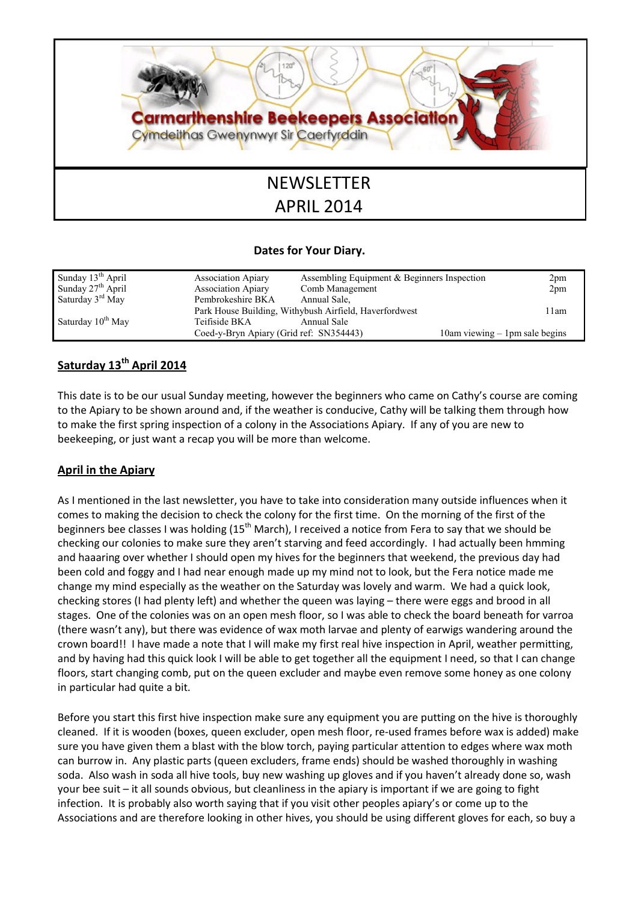# Carmarthenshire Beekeepers Association

Cymdeithas Gwenynwyr Sir Caerfyrddin

# NEWSLETTER
# APRIL 2014

**Dates for Your Diary.**

| | | | |
|---|---|---|---|
| Sunday 13th April | Association Apiary | Assembling Equipment & Beginners Inspection | 2pm |
| Sunday 27th April | Association Apiary | Comb Management | 2pm |
| Saturday 3rd May | Pembrokeshire BKA | Annual Sale, | |
| | Park House Building, Withybush Airfield, Haverfordwest | | 11am |
| Saturday 10th May | Teifiside BKA | Annual Sale | |
| | Coed-y-Bryn Apiary (Grid ref: SN354443) | | 10am viewing – 1pm sale begins |

## Saturday 13th April 2014

This date is to be our usual Sunday meeting, however the beginners who came on Cathy's course are coming to the Apiary to be shown around and, if the weather is conducive, Cathy will be talking them through how to make the first spring inspection of a colony in the Associations Apiary. If any of you are new to beekeeping, or just want a recap you will be more than welcome.

## April in the Apiary

As I mentioned in the last newsletter, you have to take into consideration many outside influences when it comes to making the decision to check the colony for the first time. On the morning of the first of the beginners bee classes I was holding (15th March), I received a notice from Fera to say that we should be checking our colonies to make sure they aren't starving and feed accordingly. I had actually been hmming and haaaring over whether I should open my hives for the beginners that weekend, the previous day had been cold and foggy and I had near enough made up my mind not to look, but the Fera notice made me change my mind especially as the weather on the Saturday was lovely and warm. We had a quick look, checking stores (I had plenty left) and whether the queen was laying – there were eggs and brood in all stages. One of the colonies was on an open mesh floor, so I was able to check the board beneath for varroa (there wasn't any), but there was evidence of wax moth larvae and plenty of earwigs wandering around the crown board!! I have made a note that I will make my first real hive inspection in April, weather permitting, and by having had this quick look I will be able to get together all the equipment I need, so that I can change floors, start changing comb, put on the queen excluder and maybe even remove some honey as one colony in particular had quite a bit.

Before you start this first hive inspection make sure any equipment you are putting on the hive is thoroughly cleaned. If it is wooden (boxes, queen excluder, open mesh floor, re-used frames before wax is added) make sure you have given them a blast with the blow torch, paying particular attention to edges where wax moth can burrow in. Any plastic parts (queen excluders, frame ends) should be washed thoroughly in washing soda. Also wash in soda all hive tools, buy new washing up gloves and if you haven't already done so, wash your bee suit – it all sounds obvious, but cleanliness in the apiary is important if we are going to fight infection. It is probably also worth saying that if you visit other peoples apiary's or come up to the Associations and are therefore looking in other hives, you should be using different gloves for each, so buy a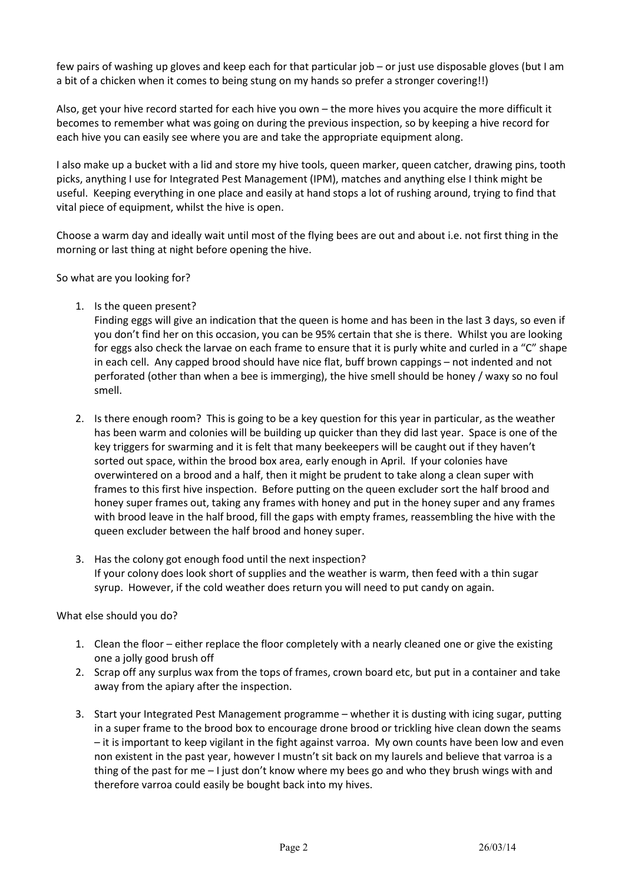few pairs of washing up gloves and keep each for that particular job – or just use disposable gloves (but I am a bit of a chicken when it comes to being stung on my hands so prefer a stronger covering!!)

Also, get your hive record started for each hive you own – the more hives you acquire the more difficult it becomes to remember what was going on during the previous inspection, so by keeping a hive record for each hive you can easily see where you are and take the appropriate equipment along.

I also make up a bucket with a lid and store my hive tools, queen marker, queen catcher, drawing pins, tooth picks, anything I use for Integrated Pest Management (IPM), matches and anything else I think might be useful. Keeping everything in one place and easily at hand stops a lot of rushing around, trying to find that vital piece of equipment, whilst the hive is open.

Choose a warm day and ideally wait until most of the flying bees are out and about i.e. not first thing in the morning or last thing at night before opening the hive.

So what are you looking for?

1. Is the queen present?
   Finding eggs will give an indication that the queen is home and has been in the last 3 days, so even if you don't find her on this occasion, you can be 95% certain that she is there. Whilst you are looking for eggs also check the larvae on each frame to ensure that it is purly white and curled in a "C" shape in each cell. Any capped brood should have nice flat, buff brown cappings – not indented and not perforated (other than when a bee is immerging), the hive smell should be honey / waxy so no foul smell.

2. Is there enough room? This is going to be a key question for this year in particular, as the weather has been warm and colonies will be building up quicker than they did last year. Space is one of the key triggers for swarming and it is felt that many beekeepers will be caught out if they haven't sorted out space, within the brood box area, early enough in April. If your colonies have overwintered on a brood and a half, then it might be prudent to take along a clean super with frames to this first hive inspection. Before putting on the queen excluder sort the half brood and honey super frames out, taking any frames with honey and put in the honey super and any frames with brood leave in the half brood, fill the gaps with empty frames, reassembling the hive with the queen excluder between the half brood and honey super.

3. Has the colony got enough food until the next inspection?
   If your colony does look short of supplies and the weather is warm, then feed with a thin sugar syrup. However, if the cold weather does return you will need to put candy on again.

What else should you do?

1. Clean the floor – either replace the floor completely with a nearly cleaned one or give the existing one a jolly good brush off
2. Scrap off any surplus wax from the tops of frames, crown board etc, but put in a container and take away from the apiary after the inspection.

3. Start your Integrated Pest Management programme – whether it is dusting with icing sugar, putting in a super frame to the brood box to encourage drone brood or trickling hive clean down the seams – it is important to keep vigilant in the fight against varroa. My own counts have been low and even non existent in the past year, however I mustn't sit back on my laurels and believe that varroa is a thing of the past for me – I just don't know where my bees go and who they brush wings with and therefore varroa could easily be bought back into my hives.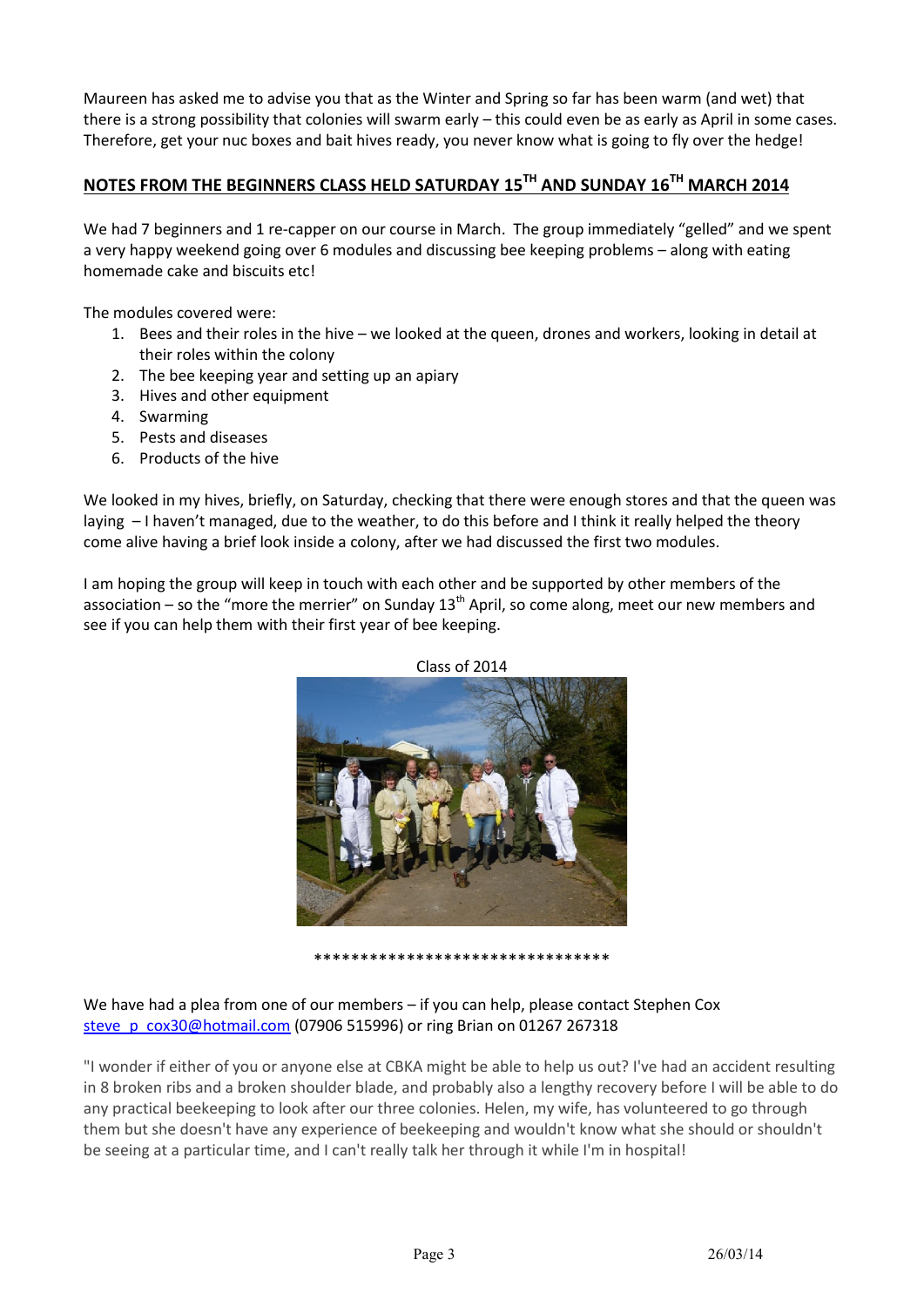Maureen has asked me to advise you that as the Winter and Spring so far has been warm (and wet) that there is a strong possibility that colonies will swarm early – this could even be as early as April in some cases. Therefore, get your nuc boxes and bait hives ready, you never know what is going to fly over the hedge!

## NOTES FROM THE BEGINNERS CLASS HELD SATURDAY 15TH AND SUNDAY 16TH MARCH 2014

We had 7 beginners and 1 re-capper on our course in March. The group immediately "gelled" and we spent a very happy weekend going over 6 modules and discussing bee keeping problems – along with eating homemade cake and biscuits etc!

The modules covered were:

1. Bees and their roles in the hive – we looked at the queen, drones and workers, looking in detail at their roles within the colony
2. The bee keeping year and setting up an apiary
3. Hives and other equipment
4. Swarming
5. Pests and diseases
6. Products of the hive

We looked in my hives, briefly, on Saturday, checking that there were enough stores and that the queen was laying – I haven't managed, due to the weather, to do this before and I think it really helped the theory come alive having a brief look inside a colony, after we had discussed the first two modules.

I am hoping the group will keep in touch with each other and be supported by other members of the association – so the "more the merrier" on Sunday 13th April, so come along, meet our new members and see if you can help them with their first year of bee keeping.

Class of 2014

********************************

We have had a plea from one of our members – if you can help, please contact Stephen Cox steve_p_cox30@hotmail.com (07906 515996) or ring Brian on 01267 267318

"I wonder if either of you or anyone else at CBKA might be able to help us out? I've had an accident resulting in 8 broken ribs and a broken shoulder blade, and probably also a lengthy recovery before I will be able to do any practical beekeeping to look after our three colonies. Helen, my wife, has volunteered to go through them but she doesn't have any experience of beekeeping and wouldn't know what she should or shouldn't be seeing at a particular time, and I can't really talk her through it while I'm in hospital!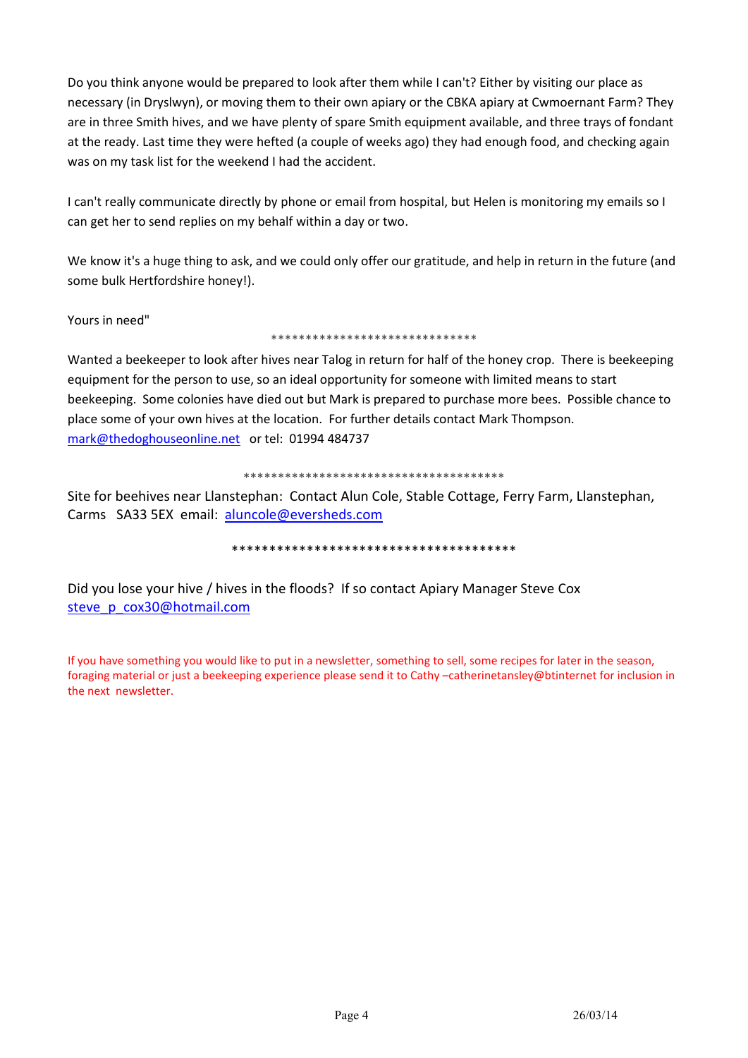Do you think anyone would be prepared to look after them while I can't? Either by visiting our place as necessary (in Dryslwyn), or moving them to their own apiary or the CBKA apiary at Cwmoernant Farm? They are in three Smith hives, and we have plenty of spare Smith equipment available, and three trays of fondant at the ready. Last time they were hefted (a couple of weeks ago) they had enough food, and checking again was on my task list for the weekend I had the accident.

I can't really communicate directly by phone or email from hospital, but Helen is monitoring my emails so I can get her to send replies on my behalf within a day or two.

We know it's a huge thing to ask, and we could only offer our gratitude, and help in return in the future (and some bulk Hertfordshire honey!).

Yours in need"

******************************

Wanted a beekeeper to look after hives near Talog in return for half of the honey crop. There is beekeeping equipment for the person to use, so an ideal opportunity for someone with limited means to start beekeeping. Some colonies have died out but Mark is prepared to purchase more bees. Possible chance to place some of your own hives at the location. For further details contact Mark Thompson. mark@thedoghouseonline.net or tel: 01994 484737

***************************************

Site for beehives near Llanstephan: Contact Alun Cole, Stable Cottage, Ferry Farm, Llanstephan, Carms SA33 5EX email: aluncole@eversheds.com

***************************************

Did you lose your hive / hives in the floods? If so contact Apiary Manager Steve Cox steve_p_cox30@hotmail.com

If you have something you would like to put in a newsletter, something to sell, some recipes for later in the season, foraging material or just a beekeeping experience please send it to Cathy –catherinetansley@btinternet for inclusion in the next newsletter.